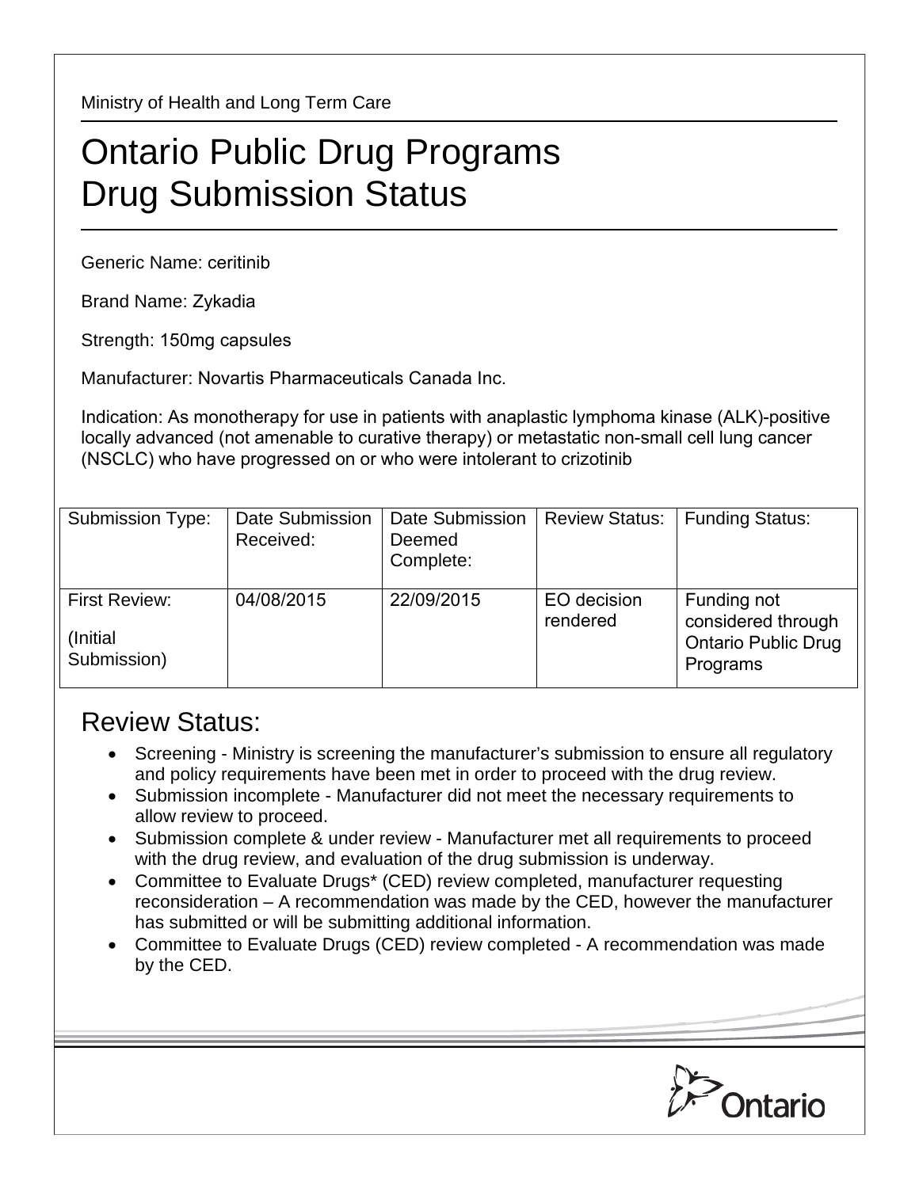Ministry of Health and Long Term Care

# Ontario Public Drug Programs
# Drug Submission Status

Generic Name: ceritinib

Brand Name: Zykadia

Strength: 150mg capsules

Manufacturer: Novartis Pharmaceuticals Canada Inc.

Indication: As monotherapy for use in patients with anaplastic lymphoma kinase (ALK)-positive locally advanced (not amenable to curative therapy) or metastatic non-small cell lung cancer (NSCLC) who have progressed on or who were intolerant to crizotinib

| Submission Type: | Date Submission Received: | Date Submission Deemed Complete: | Review Status: | Funding Status: |
|---|---|---|---|---|
| First Review: (Initial Submission) | 04/08/2015 | 22/09/2015 | EO decision rendered | Funding not considered through Ontario Public Drug Programs |

## Review Status:

- Screening - Ministry is screening the manufacturer's submission to ensure all regulatory and policy requirements have been met in order to proceed with the drug review.
- Submission incomplete - Manufacturer did not meet the necessary requirements to allow review to proceed.
- Submission complete & under review - Manufacturer met all requirements to proceed with the drug review, and evaluation of the drug submission is underway.
- Committee to Evaluate Drugs* (CED) review completed, manufacturer requesting reconsideration – A recommendation was made by the CED, however the manufacturer has submitted or will be submitting additional information.
- Committee to Evaluate Drugs (CED) review completed - A recommendation was made by the CED.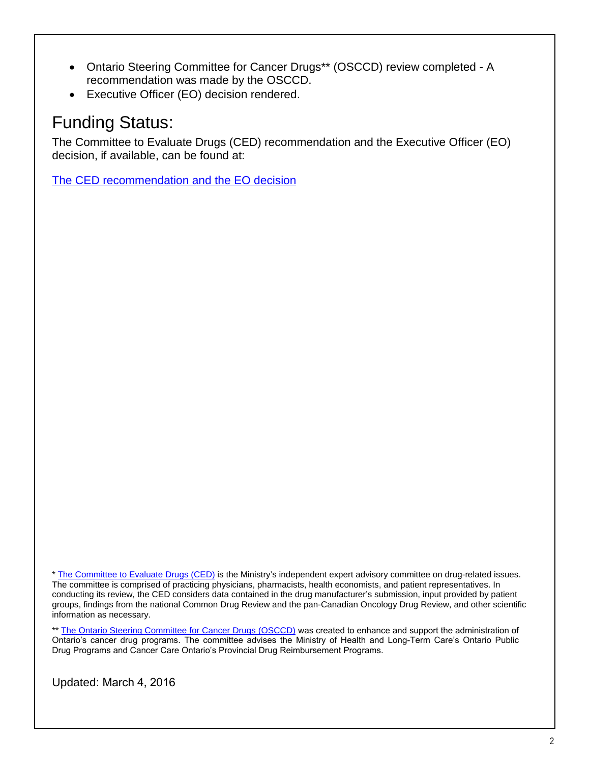- Ontario Steering Committee for Cancer Drugs** (OSCCD) review completed - A recommendation was made by the OSCCD.
- Executive Officer (EO) decision rendered.

# Funding Status:

The Committee to Evaluate Drugs (CED) recommendation and the Executive Officer (EO) decision, if available, can be found at:

The CED recommendation and the EO decision

* The Committee to Evaluate Drugs (CED) is the Ministry's independent expert advisory committee on drug-related issues. The committee is comprised of practicing physicians, pharmacists, health economists, and patient representatives. In conducting its review, the CED considers data contained in the drug manufacturer's submission, input provided by patient groups, findings from the national Common Drug Review and the pan-Canadian Oncology Drug Review, and other scientific information as necessary.

** The Ontario Steering Committee for Cancer Drugs (OSCCD) was created to enhance and support the administration of Ontario's cancer drug programs. The committee advises the Ministry of Health and Long-Term Care's Ontario Public Drug Programs and Cancer Care Ontario's Provincial Drug Reimbursement Programs.

Updated: March 4, 2016